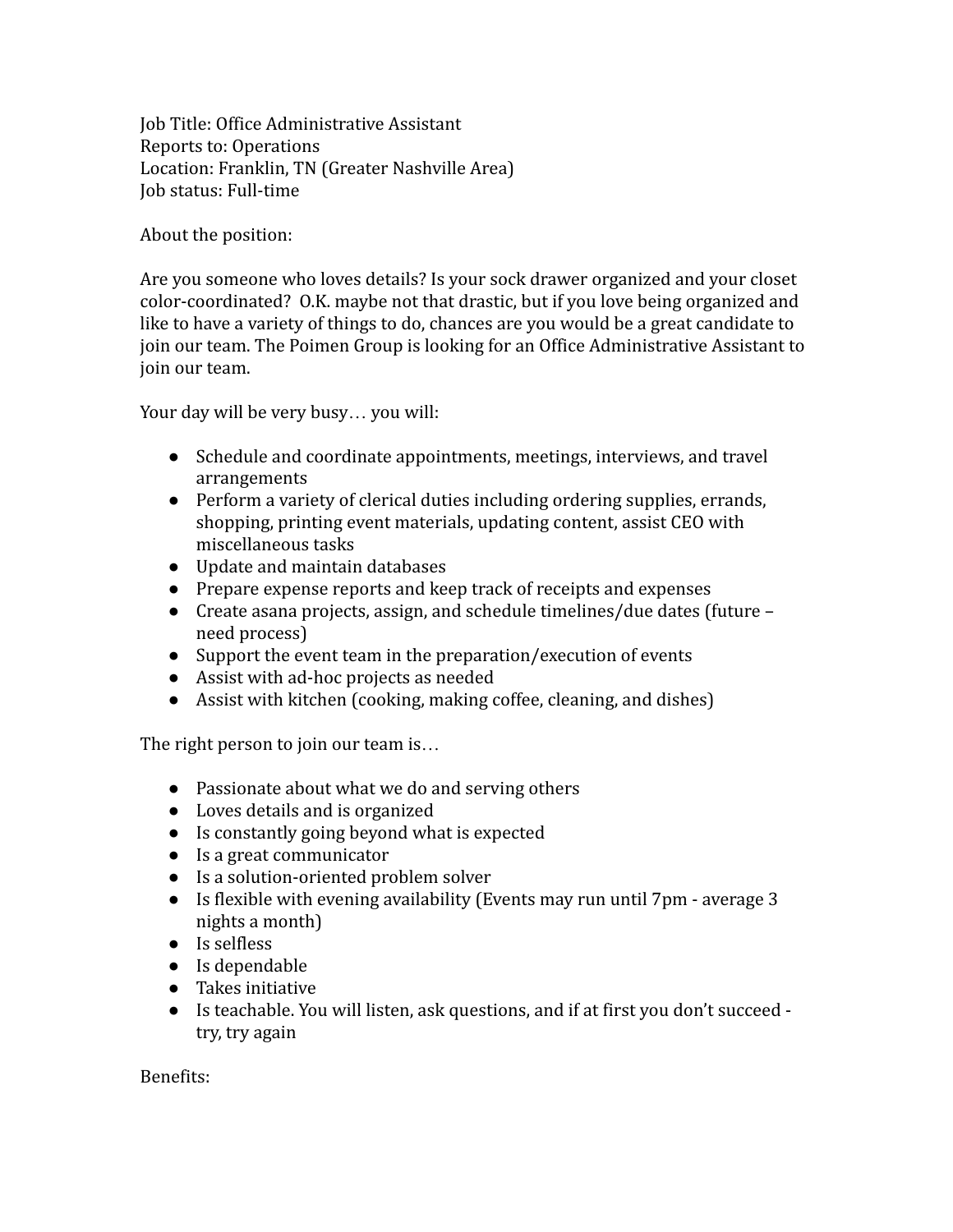Job Title: Office Administrative Assistant
Reports to: Operations
Location: Franklin, TN (Greater Nashville Area)
Job status: Full-time

About the position:

Are you someone who loves details? Is your sock drawer organized and your closet color-coordinated? O.K. maybe not that drastic, but if you love being organized and like to have a variety of things to do, chances are you would be a great candidate to join our team. The Poimen Group is looking for an Office Administrative Assistant to join our team.

Your day will be very busy… you will:

- Schedule and coordinate appointments, meetings, interviews, and travel arrangements
- Perform a variety of clerical duties including ordering supplies, errands, shopping, printing event materials, updating content, assist CEO with miscellaneous tasks
- Update and maintain databases
- Prepare expense reports and keep track of receipts and expenses
- Create asana projects, assign, and schedule timelines/due dates (future – need process)
- Support the event team in the preparation/execution of events
- Assist with ad-hoc projects as needed
- Assist with kitchen (cooking, making coffee, cleaning, and dishes)

The right person to join our team is…

- Passionate about what we do and serving others
- Loves details and is organized
- Is constantly going beyond what is expected
- Is a great communicator
- Is a solution-oriented problem solver
- Is flexible with evening availability (Events may run until 7pm - average 3 nights a month)
- Is selfless
- Is dependable
- Takes initiative
- Is teachable. You will listen, ask questions, and if at first you don't succeed - try, try again

Benefits: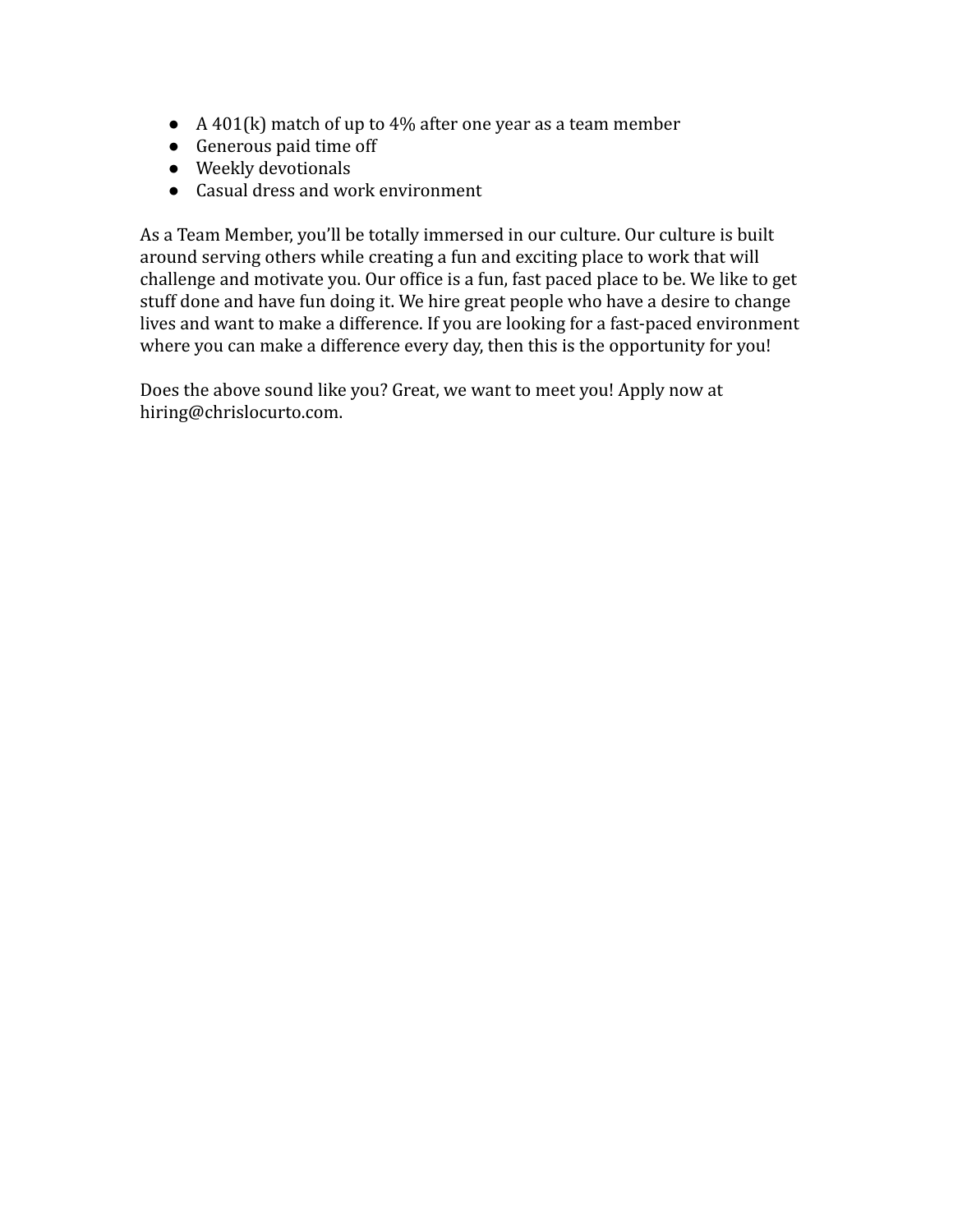- A 401(k) match of up to 4% after one year as a team member
- Generous paid time off
- Weekly devotionals
- Casual dress and work environment

As a Team Member, you'll be totally immersed in our culture. Our culture is built around serving others while creating a fun and exciting place to work that will challenge and motivate you. Our office is a fun, fast paced place to be. We like to get stuff done and have fun doing it. We hire great people who have a desire to change lives and want to make a difference. If you are looking for a fast-paced environment where you can make a difference every day, then this is the opportunity for you!

Does the above sound like you? Great, we want to meet you! Apply now at hiring@chrislocurto.com.